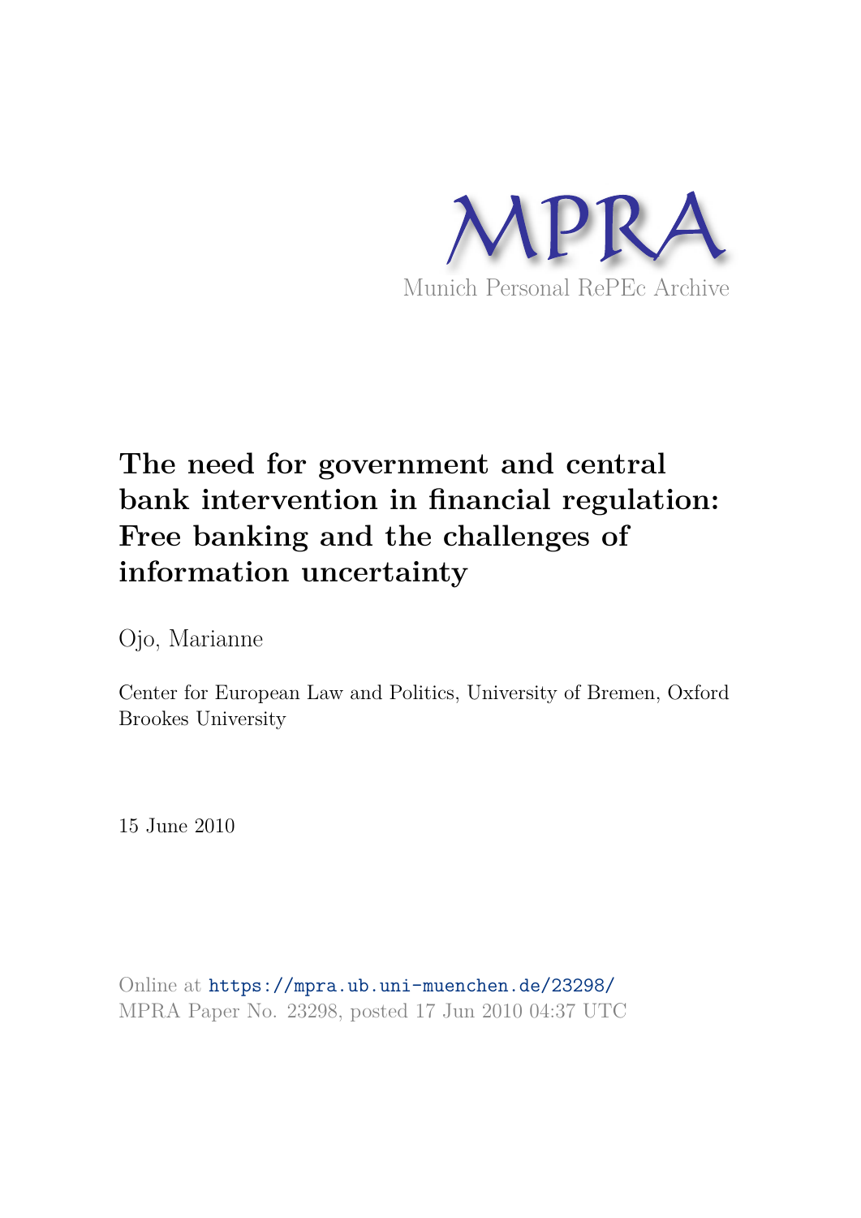MPRA

Munich Personal RePEc Archive

# The need for government and central bank intervention in financial regulation: Free banking and the challenges of information uncertainty

Ojo, Marianne

Center for European Law and Politics, University of Bremen, Oxford Brookes University

15 June 2010

Online at https://mpra.ub.uni-muenchen.de/23298/
MPRA Paper No. 23298, posted 17 Jun 2010 04:37 UTC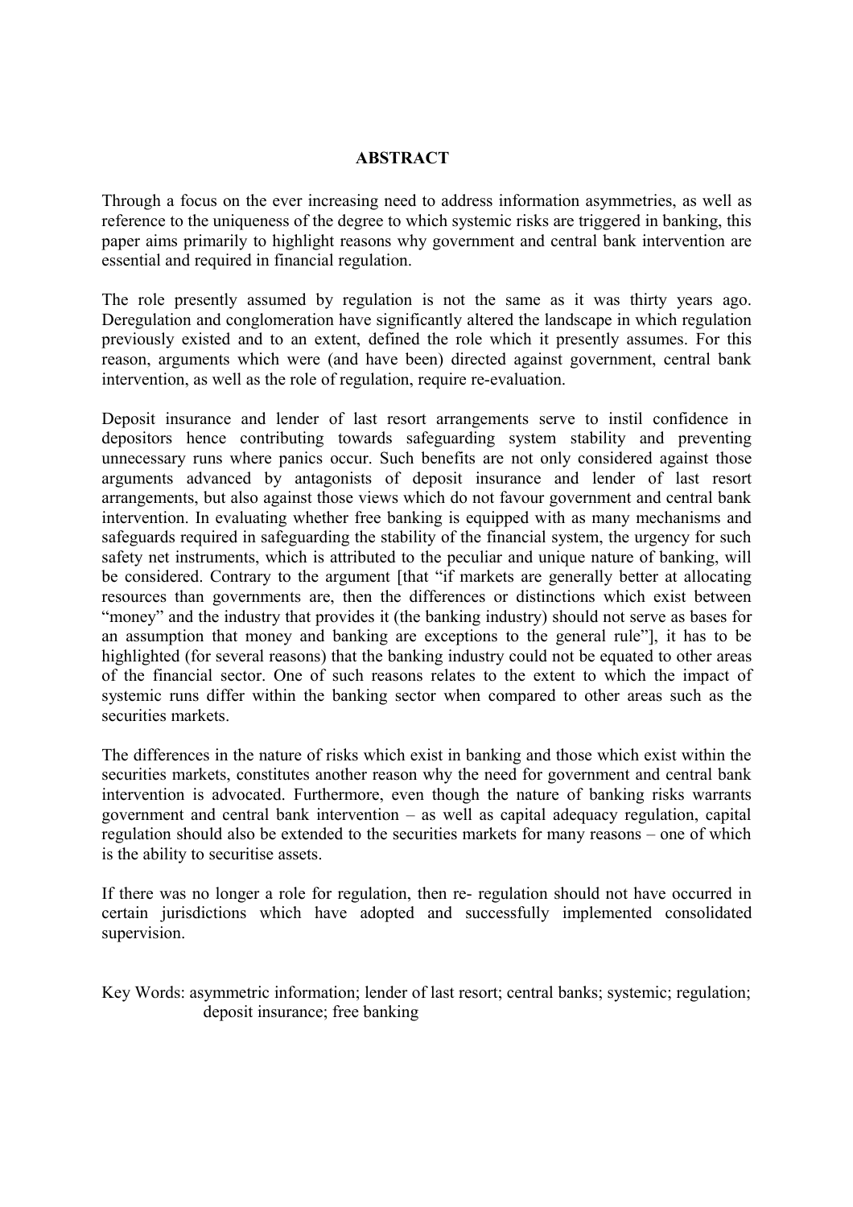## ABSTRACT

Through a focus on the ever increasing need to address information asymmetries, as well as reference to the uniqueness of the degree to which systemic risks are triggered in banking, this paper aims primarily to highlight reasons why government and central bank intervention are essential and required in financial regulation.

The role presently assumed by regulation is not the same as it was thirty years ago. Deregulation and conglomeration have significantly altered the landscape in which regulation previously existed and to an extent, defined the role which it presently assumes. For this reason, arguments which were (and have been) directed against government, central bank intervention, as well as the role of regulation, require re-evaluation.

Deposit insurance and lender of last resort arrangements serve to instil confidence in depositors hence contributing towards safeguarding system stability and preventing unnecessary runs where panics occur. Such benefits are not only considered against those arguments advanced by antagonists of deposit insurance and lender of last resort arrangements, but also against those views which do not favour government and central bank intervention. In evaluating whether free banking is equipped with as many mechanisms and safeguards required in safeguarding the stability of the financial system, the urgency for such safety net instruments, which is attributed to the peculiar and unique nature of banking, will be considered. Contrary to the argument [that "if markets are generally better at allocating resources than governments are, then the differences or distinctions which exist between "money" and the industry that provides it (the banking industry) should not serve as bases for an assumption that money and banking are exceptions to the general rule"], it has to be highlighted (for several reasons) that the banking industry could not be equated to other areas of the financial sector. One of such reasons relates to the extent to which the impact of systemic runs differ within the banking sector when compared to other areas such as the securities markets.

The differences in the nature of risks which exist in banking and those which exist within the securities markets, constitutes another reason why the need for government and central bank intervention is advocated. Furthermore, even though the nature of banking risks warrants government and central bank intervention – as well as capital adequacy regulation, capital regulation should also be extended to the securities markets for many reasons – one of which is the ability to securitise assets.

If there was no longer a role for regulation, then re- regulation should not have occurred in certain jurisdictions which have adopted and successfully implemented consolidated supervision.

Key Words: asymmetric information; lender of last resort; central banks; systemic; regulation; deposit insurance; free banking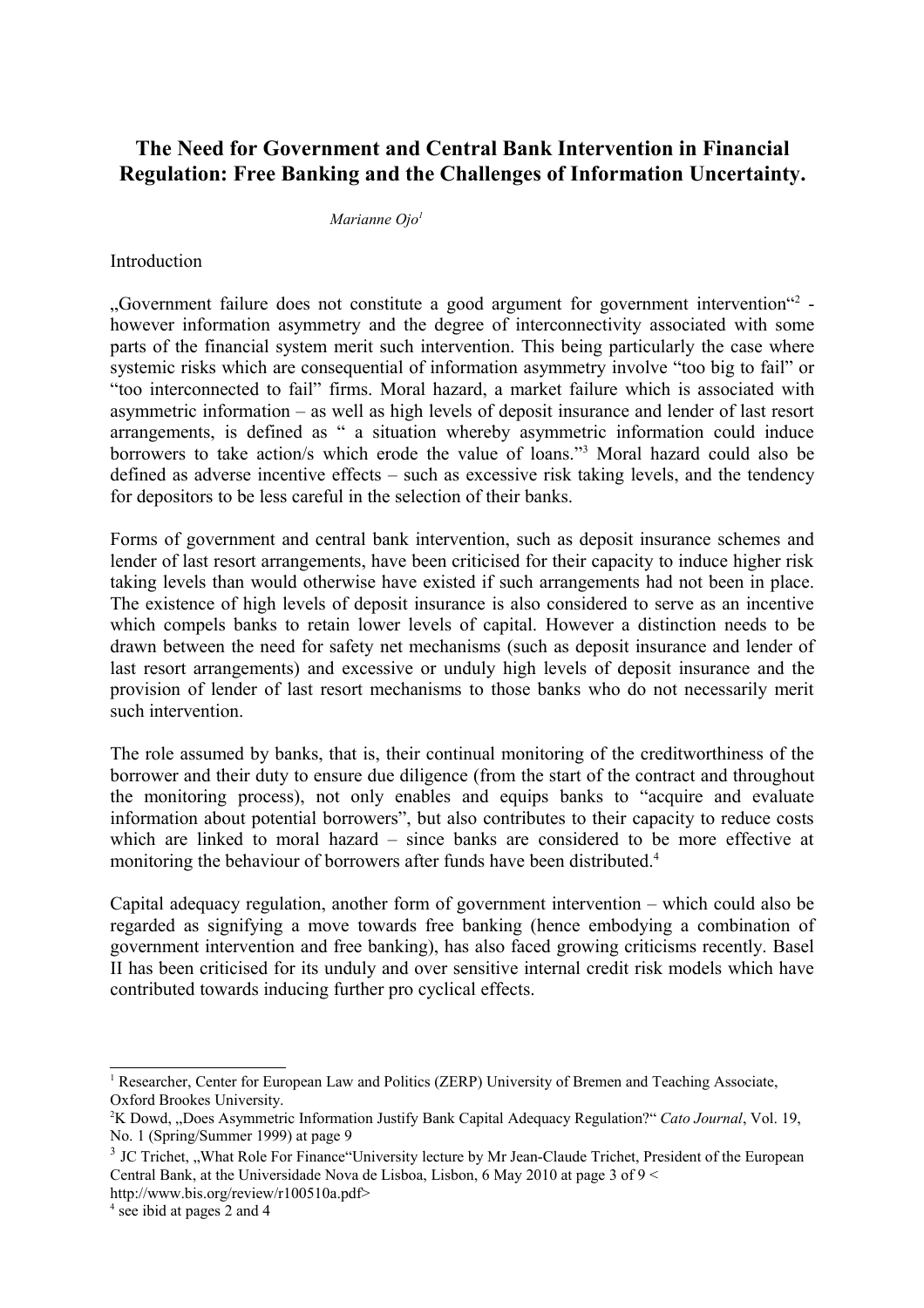# The Need for Government and Central Bank Intervention in Financial Regulation: Free Banking and the Challenges of Information Uncertainty.

*Marianne Ojo*[1]

Introduction

„Government failure does not constitute a good argument for government intervention"[2] - however information asymmetry and the degree of interconnectivity associated with some parts of the financial system merit such intervention. This being particularly the case where systemic risks which are consequential of information asymmetry involve "too big to fail" or "too interconnected to fail" firms. Moral hazard, a market failure which is associated with asymmetric information – as well as high levels of deposit insurance and lender of last resort arrangements, is defined as " a situation whereby asymmetric information could induce borrowers to take action/s which erode the value of loans."[3] Moral hazard could also be defined as adverse incentive effects – such as excessive risk taking levels, and the tendency for depositors to be less careful in the selection of their banks.

Forms of government and central bank intervention, such as deposit insurance schemes and lender of last resort arrangements, have been criticised for their capacity to induce higher risk taking levels than would otherwise have existed if such arrangements had not been in place. The existence of high levels of deposit insurance is also considered to serve as an incentive which compels banks to retain lower levels of capital. However a distinction needs to be drawn between the need for safety net mechanisms (such as deposit insurance and lender of last resort arrangements) and excessive or unduly high levels of deposit insurance and the provision of lender of last resort mechanisms to those banks who do not necessarily merit such intervention.

The role assumed by banks, that is, their continual monitoring of the creditworthiness of the borrower and their duty to ensure due diligence (from the start of the contract and throughout the monitoring process), not only enables and equips banks to "acquire and evaluate information about potential borrowers", but also contributes to their capacity to reduce costs which are linked to moral hazard – since banks are considered to be more effective at monitoring the behaviour of borrowers after funds have been distributed.[4]

Capital adequacy regulation, another form of government intervention – which could also be regarded as signifying a move towards free banking (hence embodying a combination of government intervention and free banking), has also faced growing criticisms recently. Basel II has been criticised for its unduly and over sensitive internal credit risk models which have contributed towards inducing further pro cyclical effects.

---

[1] Researcher, Center for European Law and Politics (ZERP) University of Bremen and Teaching Associate, Oxford Brookes University.

[2] K Dowd, „Does Asymmetric Information Justify Bank Capital Adequacy Regulation?" *Cato Journal*, Vol. 19, No. 1 (Spring/Summer 1999) at page 9

[3] JC Trichet, „What Role For Finance"University lecture by Mr Jean-Claude Trichet, President of the European Central Bank, at the Universidade Nova de Lisboa, Lisbon, 6 May 2010 at page 3 of 9 < http://www.bis.org/review/r100510a.pdf>

[4] see ibid at pages 2 and 4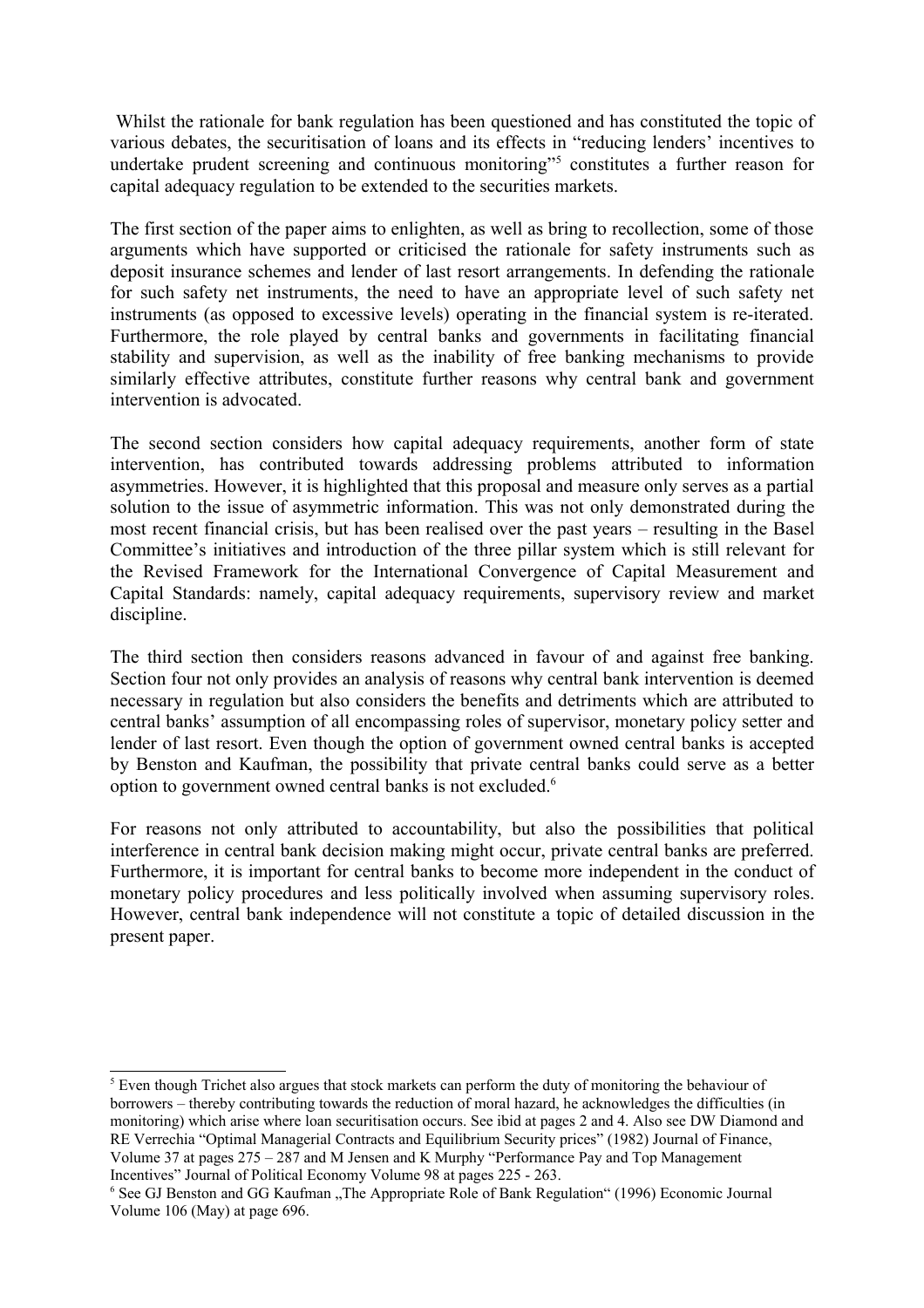Whilst the rationale for bank regulation has been questioned and has constituted the topic of various debates, the securitisation of loans and its effects in "reducing lenders' incentives to undertake prudent screening and continuous monitoring"[5] constitutes a further reason for capital adequacy regulation to be extended to the securities markets.

The first section of the paper aims to enlighten, as well as bring to recollection, some of those arguments which have supported or criticised the rationale for safety instruments such as deposit insurance schemes and lender of last resort arrangements. In defending the rationale for such safety net instruments, the need to have an appropriate level of such safety net instruments (as opposed to excessive levels) operating in the financial system is re-iterated. Furthermore, the role played by central banks and governments in facilitating financial stability and supervision, as well as the inability of free banking mechanisms to provide similarly effective attributes, constitute further reasons why central bank and government intervention is advocated.

The second section considers how capital adequacy requirements, another form of state intervention, has contributed towards addressing problems attributed to information asymmetries. However, it is highlighted that this proposal and measure only serves as a partial solution to the issue of asymmetric information. This was not only demonstrated during the most recent financial crisis, but has been realised over the past years – resulting in the Basel Committee's initiatives and introduction of the three pillar system which is still relevant for the Revised Framework for the International Convergence of Capital Measurement and Capital Standards: namely, capital adequacy requirements, supervisory review and market discipline.

The third section then considers reasons advanced in favour of and against free banking. Section four not only provides an analysis of reasons why central bank intervention is deemed necessary in regulation but also considers the benefits and detriments which are attributed to central banks' assumption of all encompassing roles of supervisor, monetary policy setter and lender of last resort. Even though the option of government owned central banks is accepted by Benston and Kaufman, the possibility that private central banks could serve as a better option to government owned central banks is not excluded.[6]

For reasons not only attributed to accountability, but also the possibilities that political interference in central bank decision making might occur, private central banks are preferred. Furthermore, it is important for central banks to become more independent in the conduct of monetary policy procedures and less politically involved when assuming supervisory roles. However, central bank independence will not constitute a topic of detailed discussion in the present paper.

---

[5] Even though Trichet also argues that stock markets can perform the duty of monitoring the behaviour of borrowers – thereby contributing towards the reduction of moral hazard, he acknowledges the difficulties (in monitoring) which arise where loan securitisation occurs. See ibid at pages 2 and 4. Also see DW Diamond and RE Verrechia "Optimal Managerial Contracts and Equilibrium Security prices" (1982) Journal of Finance, Volume 37 at pages 275 – 287 and M Jensen and K Murphy "Performance Pay and Top Management Incentives" Journal of Political Economy Volume 98 at pages 225 - 263.

[6] See GJ Benston and GG Kaufman „The Appropriate Role of Bank Regulation" (1996) Economic Journal Volume 106 (May) at page 696.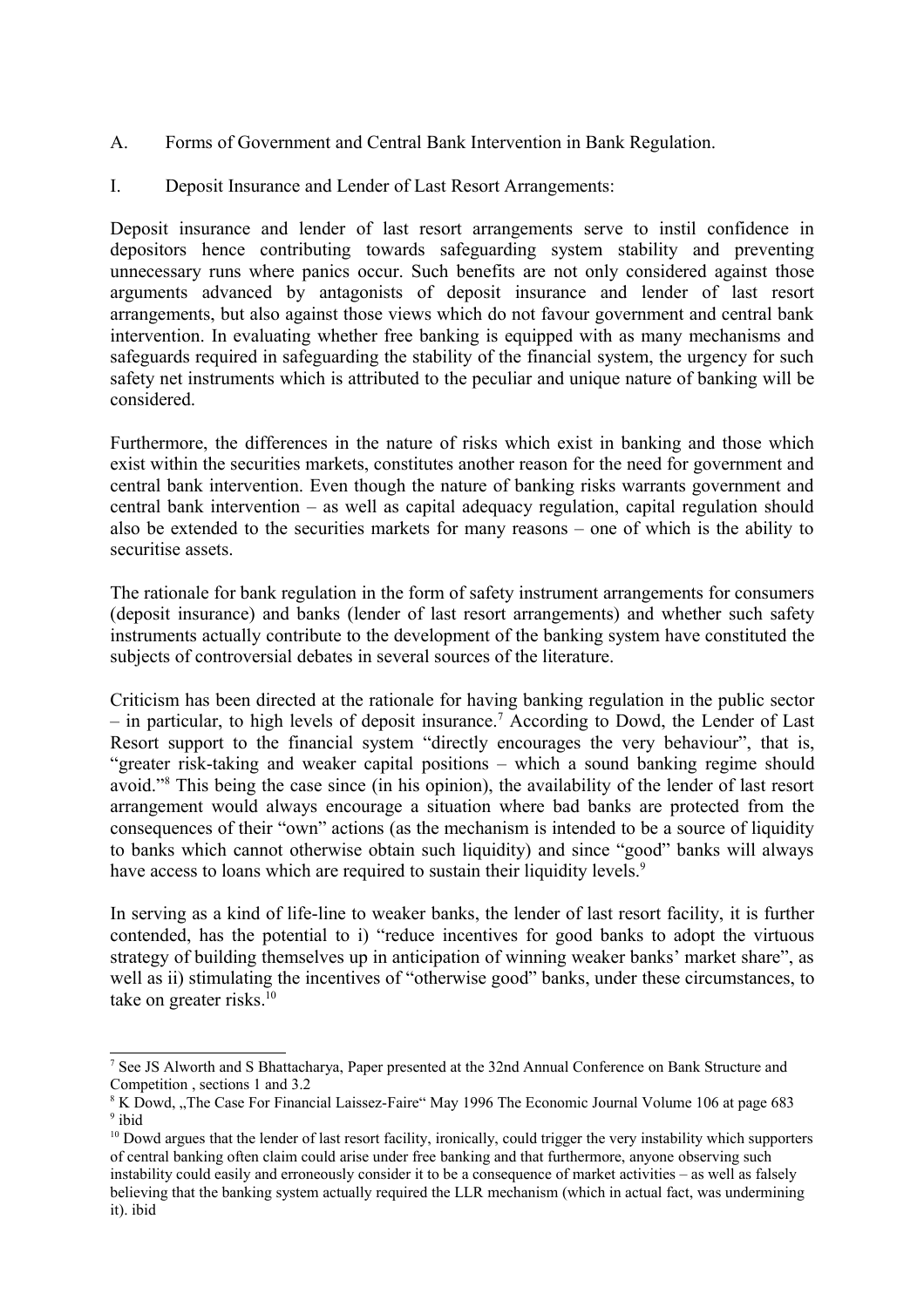A. Forms of Government and Central Bank Intervention in Bank Regulation.

I. Deposit Insurance and Lender of Last Resort Arrangements:

Deposit insurance and lender of last resort arrangements serve to instil confidence in depositors hence contributing towards safeguarding system stability and preventing unnecessary runs where panics occur. Such benefits are not only considered against those arguments advanced by antagonists of deposit insurance and lender of last resort arrangements, but also against those views which do not favour government and central bank intervention. In evaluating whether free banking is equipped with as many mechanisms and safeguards required in safeguarding the stability of the financial system, the urgency for such safety net instruments which is attributed to the peculiar and unique nature of banking will be considered.

Furthermore, the differences in the nature of risks which exist in banking and those which exist within the securities markets, constitutes another reason for the need for government and central bank intervention. Even though the nature of banking risks warrants government and central bank intervention – as well as capital adequacy regulation, capital regulation should also be extended to the securities markets for many reasons – one of which is the ability to securitise assets.

The rationale for bank regulation in the form of safety instrument arrangements for consumers (deposit insurance) and banks (lender of last resort arrangements) and whether such safety instruments actually contribute to the development of the banking system have constituted the subjects of controversial debates in several sources of the literature.

Criticism has been directed at the rationale for having banking regulation in the public sector – in particular, to high levels of deposit insurance.[7] According to Dowd, the Lender of Last Resort support to the financial system "directly encourages the very behaviour", that is, "greater risk-taking and weaker capital positions – which a sound banking regime should avoid."[8] This being the case since (in his opinion), the availability of the lender of last resort arrangement would always encourage a situation where bad banks are protected from the consequences of their "own" actions (as the mechanism is intended to be a source of liquidity to banks which cannot otherwise obtain such liquidity) and since "good" banks will always have access to loans which are required to sustain their liquidity levels.[9]

In serving as a kind of life-line to weaker banks, the lender of last resort facility, it is further contended, has the potential to i) "reduce incentives for good banks to adopt the virtuous strategy of building themselves up in anticipation of winning weaker banks' market share", as well as ii) stimulating the incentives of "otherwise good" banks, under these circumstances, to take on greater risks.[10]

---

[7] See JS Alworth and S Bhattacharya, Paper presented at the 32nd Annual Conference on Bank Structure and Competition , sections 1 and 3.2

[8] K Dowd, „The Case For Financial Laissez-Faire" May 1996 The Economic Journal Volume 106 at page 683

[9] ibid

[10] Dowd argues that the lender of last resort facility, ironically, could trigger the very instability which supporters of central banking often claim could arise under free banking and that furthermore, anyone observing such instability could easily and erroneously consider it to be a consequence of market activities – as well as falsely believing that the banking system actually required the LLR mechanism (which in actual fact, was undermining it). ibid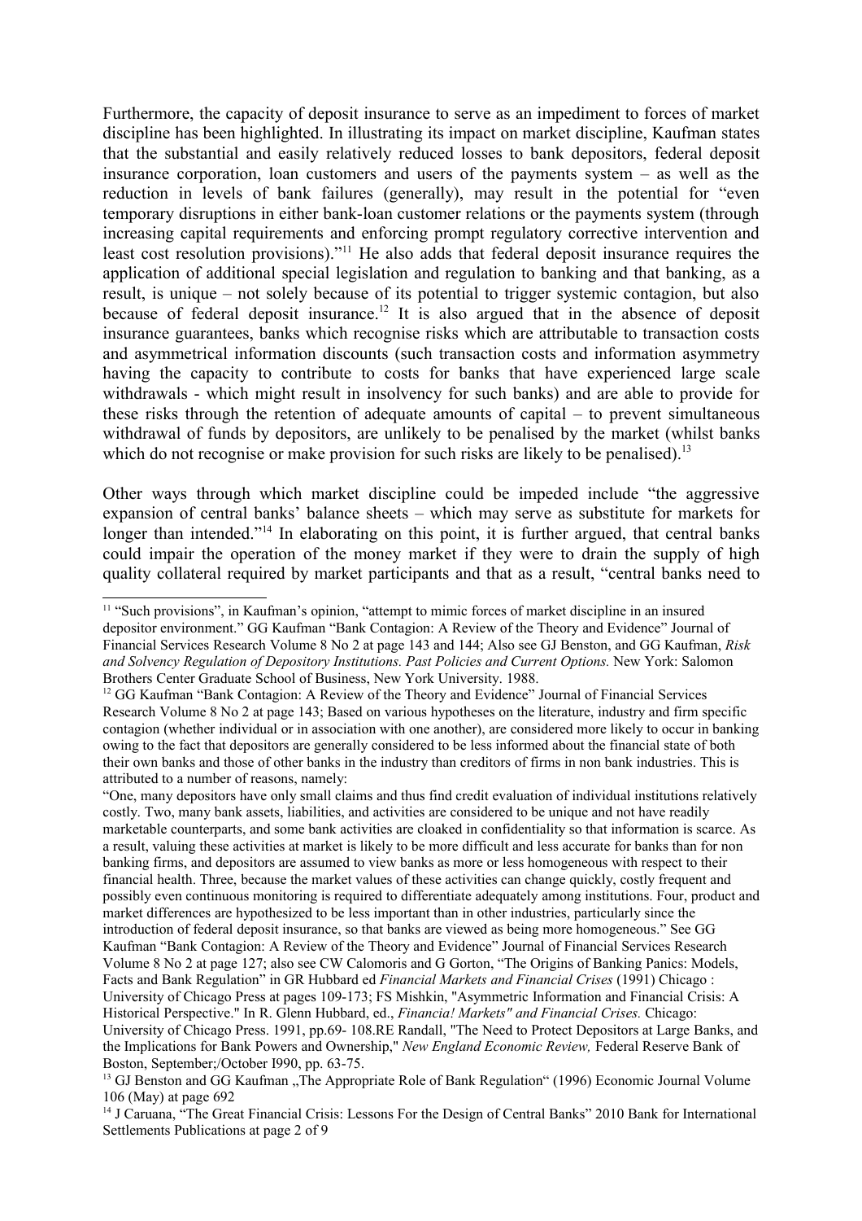Furthermore, the capacity of deposit insurance to serve as an impediment to forces of market discipline has been highlighted. In illustrating its impact on market discipline, Kaufman states that the substantial and easily relatively reduced losses to bank depositors, federal deposit insurance corporation, loan customers and users of the payments system – as well as the reduction in levels of bank failures (generally), may result in the potential for "even temporary disruptions in either bank-loan customer relations or the payments system (through increasing capital requirements and enforcing prompt regulatory corrective intervention and least cost resolution provisions)."[11] He also adds that federal deposit insurance requires the application of additional special legislation and regulation to banking and that banking, as a result, is unique – not solely because of its potential to trigger systemic contagion, but also because of federal deposit insurance.[12] It is also argued that in the absence of deposit insurance guarantees, banks which recognise risks which are attributable to transaction costs and asymmetrical information discounts (such transaction costs and information asymmetry having the capacity to contribute to costs for banks that have experienced large scale withdrawals - which might result in insolvency for such banks) and are able to provide for these risks through the retention of adequate amounts of capital – to prevent simultaneous withdrawal of funds by depositors, are unlikely to be penalised by the market (whilst banks which do not recognise or make provision for such risks are likely to be penalised).[13]

Other ways through which market discipline could be impeded include "the aggressive expansion of central banks' balance sheets – which may serve as substitute for markets for longer than intended."[14] In elaborating on this point, it is further argued, that central banks could impair the operation of the money market if they were to drain the supply of high quality collateral required by market participants and that as a result, "central banks need to

---

[11] "Such provisions", in Kaufman's opinion, "attempt to mimic forces of market discipline in an insured depositor environment." GG Kaufman "Bank Contagion: A Review of the Theory and Evidence" Journal of Financial Services Research Volume 8 No 2 at page 143 and 144; Also see GJ Benston, and GG Kaufman, *Risk and Solvency Regulation of Depository Institutions. Past Policies and Current Options.* New York: Salomon Brothers Center Graduate School of Business, New York University. 1988.

[12] GG Kaufman "Bank Contagion: A Review of the Theory and Evidence" Journal of Financial Services Research Volume 8 No 2 at page 143; Based on various hypotheses on the literature, industry and firm specific contagion (whether individual or in association with one another), are considered more likely to occur in banking owing to the fact that depositors are generally considered to be less informed about the financial state of both their own banks and those of other banks in the industry than creditors of firms in non bank industries. This is attributed to a number of reasons, namely:

"One, many depositors have only small claims and thus find credit evaluation of individual institutions relatively costly. Two, many bank assets, liabilities, and activities are considered to be unique and not have readily marketable counterparts, and some bank activities are cloaked in confidentiality so that information is scarce. As a result, valuing these activities at market is likely to be more difficult and less accurate for banks than for non banking firms, and depositors are assumed to view banks as more or less homogeneous with respect to their financial health. Three, because the market values of these activities can change quickly, costly frequent and possibly even continuous monitoring is required to differentiate adequately among institutions. Four, product and market differences are hypothesized to be less important than in other industries, particularly since the introduction of federal deposit insurance, so that banks are viewed as being more homogeneous." See GG Kaufman "Bank Contagion: A Review of the Theory and Evidence" Journal of Financial Services Research Volume 8 No 2 at page 127; also see CW Calomoris and G Gorton, "The Origins of Banking Panics: Models, Facts and Bank Regulation" in GR Hubbard ed *Financial Markets and Financial Crises* (1991) Chicago : University of Chicago Press at pages 109-173; FS Mishkin, "Asymmetric Information and Financial Crisis: A Historical Perspective." In R. Glenn Hubbard, ed., *Financia! Markets" and Financial Crises.* Chicago: University of Chicago Press. 1991, pp.69- 108.RE Randall, "The Need to Protect Depositors at Large Banks, and the Implications for Bank Powers and Ownership," *New England Economic Review,* Federal Reserve Bank of Boston, September;/October I990, pp. 63-75.

[13] GJ Benston and GG Kaufman „The Appropriate Role of Bank Regulation" (1996) Economic Journal Volume 106 (May) at page 692

[14] J Caruana, "The Great Financial Crisis: Lessons For the Design of Central Banks" 2010 Bank for International Settlements Publications at page 2 of 9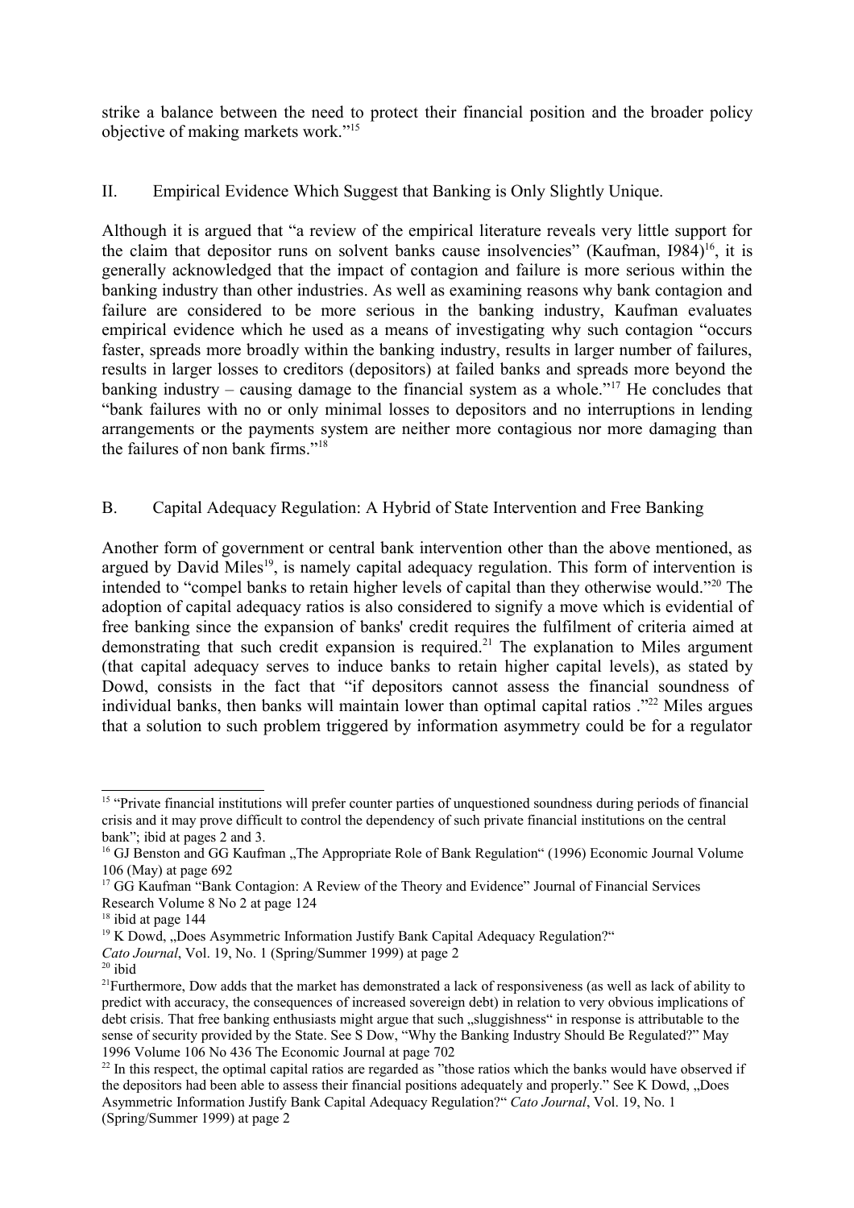strike a balance between the need to protect their financial position and the broader policy objective of making markets work."[15]

## II. Empirical Evidence Which Suggest that Banking is Only Slightly Unique.

Although it is argued that "a review of the empirical literature reveals very little support for the claim that depositor runs on solvent banks cause insolvencies" (Kaufman, I984)[16], it is generally acknowledged that the impact of contagion and failure is more serious within the banking industry than other industries. As well as examining reasons why bank contagion and failure are considered to be more serious in the banking industry, Kaufman evaluates empirical evidence which he used as a means of investigating why such contagion "occurs faster, spreads more broadly within the banking industry, results in larger number of failures, results in larger losses to creditors (depositors) at failed banks and spreads more beyond the banking industry – causing damage to the financial system as a whole."[17] He concludes that "bank failures with no or only minimal losses to depositors and no interruptions in lending arrangements or the payments system are neither more contagious nor more damaging than the failures of non bank firms."[18]

## B. Capital Adequacy Regulation: A Hybrid of State Intervention and Free Banking

Another form of government or central bank intervention other than the above mentioned, as argued by David Miles[19], is namely capital adequacy regulation. This form of intervention is intended to "compel banks to retain higher levels of capital than they otherwise would."[20] The adoption of capital adequacy ratios is also considered to signify a move which is evidential of free banking since the expansion of banks' credit requires the fulfilment of criteria aimed at demonstrating that such credit expansion is required.[21] The explanation to Miles argument (that capital adequacy serves to induce banks to retain higher capital levels), as stated by Dowd, consists in the fact that "if depositors cannot assess the financial soundness of individual banks, then banks will maintain lower than optimal capital ratios ."[22] Miles argues that a solution to such problem triggered by information asymmetry could be for a regulator

---

[15] "Private financial institutions will prefer counter parties of unquestioned soundness during periods of financial crisis and it may prove difficult to control the dependency of such private financial institutions on the central bank"; ibid at pages 2 and 3.

[16] GJ Benston and GG Kaufman „The Appropriate Role of Bank Regulation" (1996) Economic Journal Volume 106 (May) at page 692

[17] GG Kaufman "Bank Contagion: A Review of the Theory and Evidence" Journal of Financial Services Research Volume 8 No 2 at page 124

[18] ibid at page 144

[19] K Dowd, „Does Asymmetric Information Justify Bank Capital Adequacy Regulation?" *Cato Journal*, Vol. 19, No. 1 (Spring/Summer 1999) at page 2

[20] ibid

[21] Furthermore, Dow adds that the market has demonstrated a lack of responsiveness (as well as lack of ability to predict with accuracy, the consequences of increased sovereign debt) in relation to very obvious implications of debt crisis. That free banking enthusiasts might argue that such „sluggishness" in response is attributable to the sense of security provided by the State. See S Dow, "Why the Banking Industry Should Be Regulated?" May 1996 Volume 106 No 436 The Economic Journal at page 702

[22] In this respect, the optimal capital ratios are regarded as "those ratios which the banks would have observed if the depositors had been able to assess their financial positions adequately and properly." See K Dowd, „Does Asymmetric Information Justify Bank Capital Adequacy Regulation?" *Cato Journal*, Vol. 19, No. 1 (Spring/Summer 1999) at page 2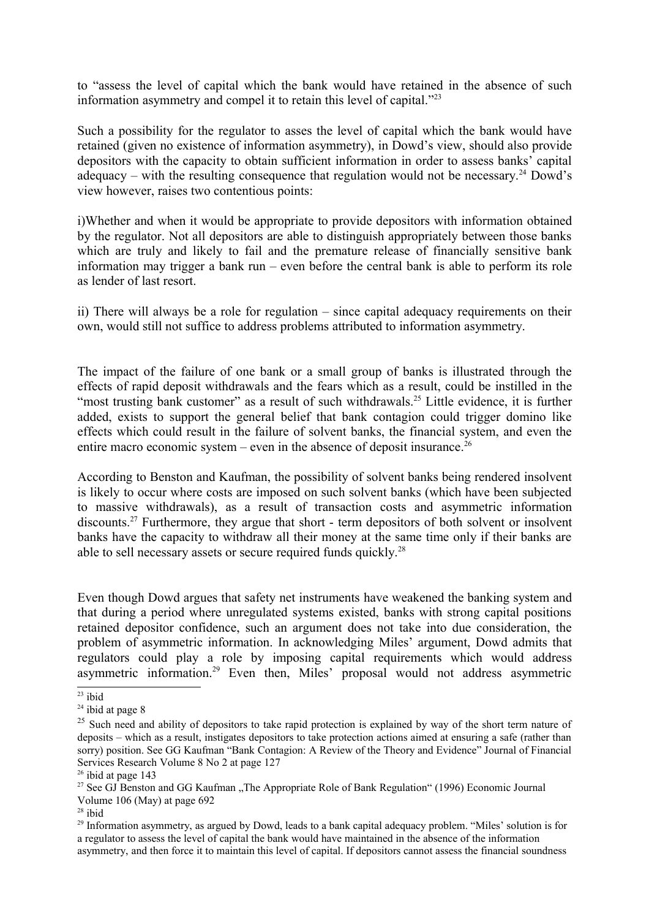to "assess the level of capital which the bank would have retained in the absence of such information asymmetry and compel it to retain this level of capital."[23]

Such a possibility for the regulator to asses the level of capital which the bank would have retained (given no existence of information asymmetry), in Dowd's view, should also provide depositors with the capacity to obtain sufficient information in order to assess banks' capital adequacy – with the resulting consequence that regulation would not be necessary.[24] Dowd's view however, raises two contentious points:

i)Whether and when it would be appropriate to provide depositors with information obtained by the regulator. Not all depositors are able to distinguish appropriately between those banks which are truly and likely to fail and the premature release of financially sensitive bank information may trigger a bank run – even before the central bank is able to perform its role as lender of last resort.

ii) There will always be a role for regulation – since capital adequacy requirements on their own, would still not suffice to address problems attributed to information asymmetry.

The impact of the failure of one bank or a small group of banks is illustrated through the effects of rapid deposit withdrawals and the fears which as a result, could be instilled in the "most trusting bank customer" as a result of such withdrawals.[25] Little evidence, it is further added, exists to support the general belief that bank contagion could trigger domino like effects which could result in the failure of solvent banks, the financial system, and even the entire macro economic system – even in the absence of deposit insurance.[26]

According to Benston and Kaufman, the possibility of solvent banks being rendered insolvent is likely to occur where costs are imposed on such solvent banks (which have been subjected to massive withdrawals), as a result of transaction costs and asymmetric information discounts.[27] Furthermore, they argue that short - term depositors of both solvent or insolvent banks have the capacity to withdraw all their money at the same time only if their banks are able to sell necessary assets or secure required funds quickly.[28]

Even though Dowd argues that safety net instruments have weakened the banking system and that during a period where unregulated systems existed, banks with strong capital positions retained depositor confidence, such an argument does not take into due consideration, the problem of asymmetric information. In acknowledging Miles' argument, Dowd admits that regulators could play a role by imposing capital requirements which would address asymmetric information.[29] Even then, Miles' proposal would not address asymmetric

---

[23] ibid

[24] ibid at page 8

[25] Such need and ability of depositors to take rapid protection is explained by way of the short term nature of deposits – which as a result, instigates depositors to take protection actions aimed at ensuring a safe (rather than sorry) position. See GG Kaufman "Bank Contagion: A Review of the Theory and Evidence" Journal of Financial Services Research Volume 8 No 2 at page 127

[26] ibid at page 143

[27] See GJ Benston and GG Kaufman „The Appropriate Role of Bank Regulation" (1996) Economic Journal Volume 106 (May) at page 692

[28] ibid

[29] Information asymmetry, as argued by Dowd, leads to a bank capital adequacy problem. "Miles' solution is for a regulator to assess the level of capital the bank would have maintained in the absence of the information asymmetry, and then force it to maintain this level of capital. If depositors cannot assess the financial soundness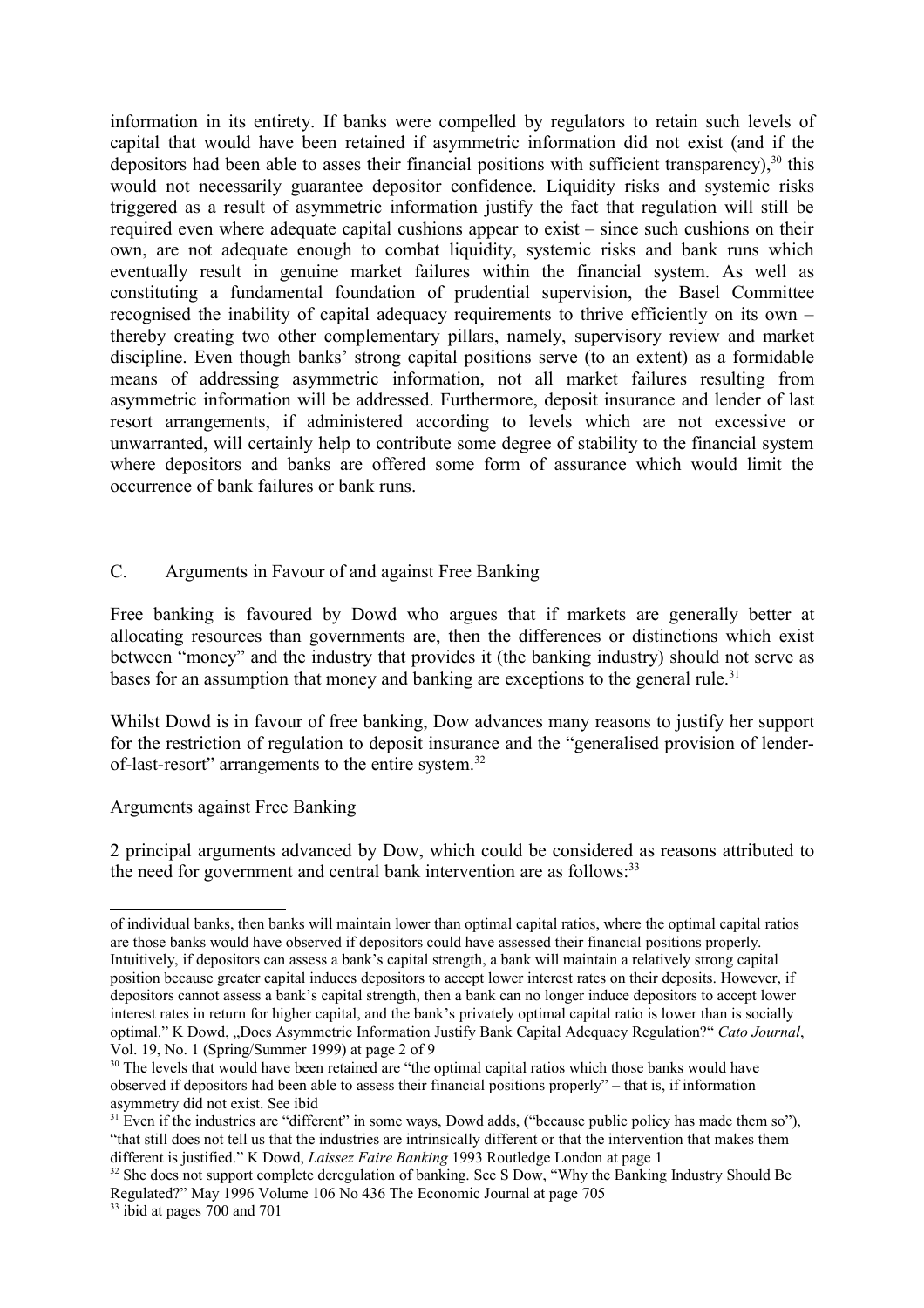information in its entirety. If banks were compelled by regulators to retain such levels of capital that would have been retained if asymmetric information did not exist (and if the depositors had been able to asses their financial positions with sufficient transparency),[30] this would not necessarily guarantee depositor confidence. Liquidity risks and systemic risks triggered as a result of asymmetric information justify the fact that regulation will still be required even where adequate capital cushions appear to exist – since such cushions on their own, are not adequate enough to combat liquidity, systemic risks and bank runs which eventually result in genuine market failures within the financial system. As well as constituting a fundamental foundation of prudential supervision, the Basel Committee recognised the inability of capital adequacy requirements to thrive efficiently on its own – thereby creating two other complementary pillars, namely, supervisory review and market discipline. Even though banks' strong capital positions serve (to an extent) as a formidable means of addressing asymmetric information, not all market failures resulting from asymmetric information will be addressed. Furthermore, deposit insurance and lender of last resort arrangements, if administered according to levels which are not excessive or unwarranted, will certainly help to contribute some degree of stability to the financial system where depositors and banks are offered some form of assurance which would limit the occurrence of bank failures or bank runs.

## C. Arguments in Favour of and against Free Banking

Free banking is favoured by Dowd who argues that if markets are generally better at allocating resources than governments are, then the differences or distinctions which exist between "money" and the industry that provides it (the banking industry) should not serve as bases for an assumption that money and banking are exceptions to the general rule.[31]

Whilst Dowd is in favour of free banking, Dow advances many reasons to justify her support for the restriction of regulation to deposit insurance and the "generalised provision of lender-of-last-resort" arrangements to the entire system.[32]

### Arguments against Free Banking

2 principal arguments advanced by Dow, which could be considered as reasons attributed to the need for government and central bank intervention are as follows:[33]

---

of individual banks, then banks will maintain lower than optimal capital ratios, where the optimal capital ratios are those banks would have observed if depositors could have assessed their financial positions properly. Intuitively, if depositors can assess a bank's capital strength, a bank will maintain a relatively strong capital position because greater capital induces depositors to accept lower interest rates on their deposits. However, if depositors cannot assess a bank's capital strength, then a bank can no longer induce depositors to accept lower interest rates in return for higher capital, and the bank's privately optimal capital ratio is lower than is socially optimal." K Dowd, „Does Asymmetric Information Justify Bank Capital Adequacy Regulation?" *Cato Journal*, Vol. 19, No. 1 (Spring/Summer 1999) at page 2 of 9

[30] The levels that would have been retained are "the optimal capital ratios which those banks would have observed if depositors had been able to assess their financial positions properly" – that is, if information asymmetry did not exist. See ibid

[31] Even if the industries are "different" in some ways, Dowd adds, ("because public policy has made them so"), "that still does not tell us that the industries are intrinsically different or that the intervention that makes them different is justified." K Dowd, *Laissez Faire Banking* 1993 Routledge London at page 1

[32] She does not support complete deregulation of banking. See S Dow, "Why the Banking Industry Should Be Regulated?" May 1996 Volume 106 No 436 The Economic Journal at page 705

[33] ibid at pages 700 and 701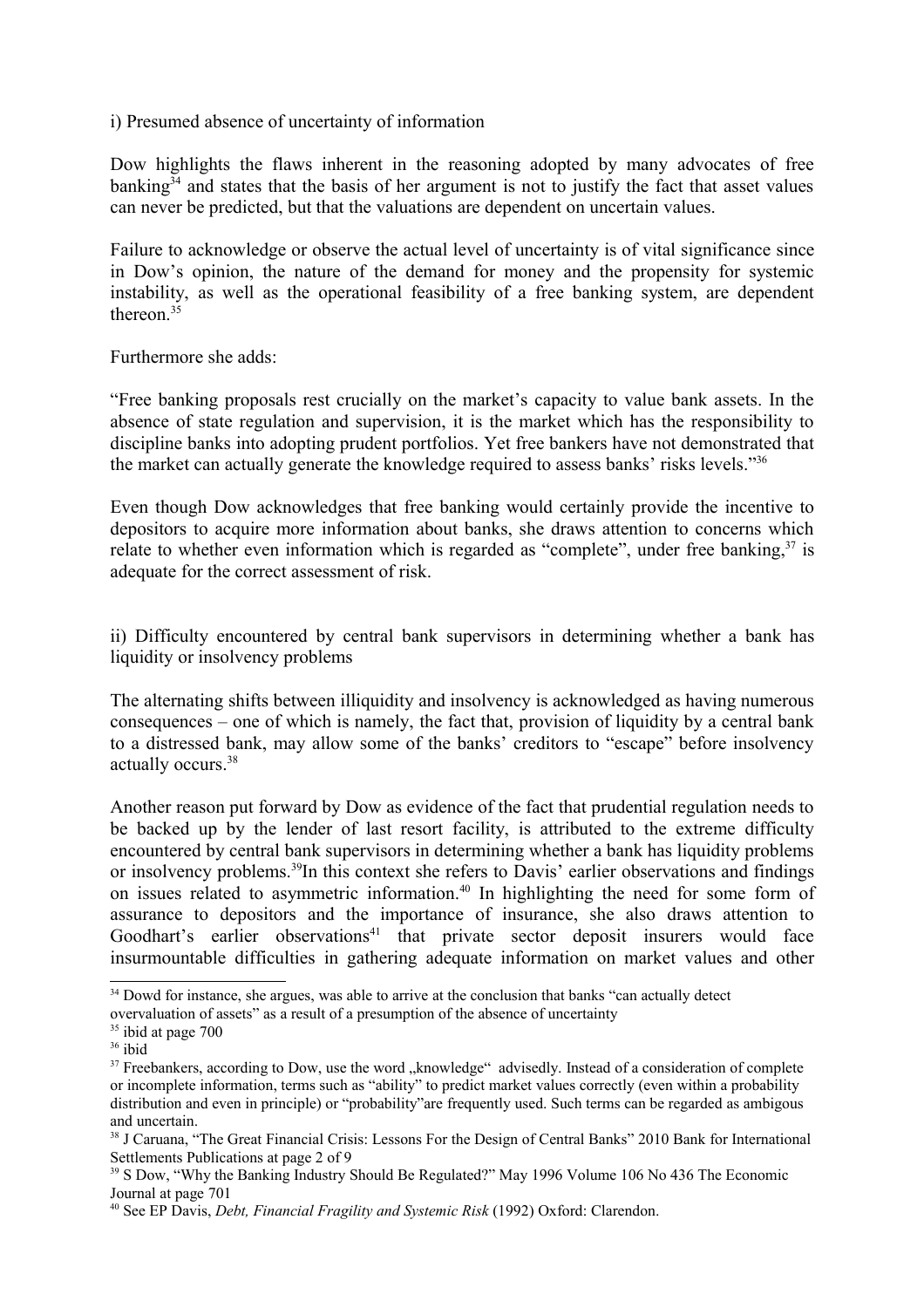i) Presumed absence of uncertainty of information

Dow highlights the flaws inherent in the reasoning adopted by many advocates of free banking[34] and states that the basis of her argument is not to justify the fact that asset values can never be predicted, but that the valuations are dependent on uncertain values.

Failure to acknowledge or observe the actual level of uncertainty is of vital significance since in Dow's opinion, the nature of the demand for money and the propensity for systemic instability, as well as the operational feasibility of a free banking system, are dependent thereon.[35]

Furthermore she adds:

"Free banking proposals rest crucially on the market's capacity to value bank assets. In the absence of state regulation and supervision, it is the market which has the responsibility to discipline banks into adopting prudent portfolios. Yet free bankers have not demonstrated that the market can actually generate the knowledge required to assess banks' risks levels."[36]

Even though Dow acknowledges that free banking would certainly provide the incentive to depositors to acquire more information about banks, she draws attention to concerns which relate to whether even information which is regarded as "complete", under free banking,[37] is adequate for the correct assessment of risk.

ii) Difficulty encountered by central bank supervisors in determining whether a bank has liquidity or insolvency problems

The alternating shifts between illiquidity and insolvency is acknowledged as having numerous consequences – one of which is namely, the fact that, provision of liquidity by a central bank to a distressed bank, may allow some of the banks' creditors to "escape" before insolvency actually occurs.[38]

Another reason put forward by Dow as evidence of the fact that prudential regulation needs to be backed up by the lender of last resort facility, is attributed to the extreme difficulty encountered by central bank supervisors in determining whether a bank has liquidity problems or insolvency problems.[39]In this context she refers to Davis' earlier observations and findings on issues related to asymmetric information.[40] In highlighting the need for some form of assurance to depositors and the importance of insurance, she also draws attention to Goodhart's earlier observations[41] that private sector deposit insurers would face insurmountable difficulties in gathering adequate information on market values and other

---

[34] Dowd for instance, she argues, was able to arrive at the conclusion that banks "can actually detect overvaluation of assets" as a result of a presumption of the absence of uncertainty

[35] ibid at page 700

[36] ibid

[37] Freebankers, according to Dow, use the word „knowledge" advisedly. Instead of a consideration of complete or incomplete information, terms such as "ability" to predict market values correctly (even within a probability distribution and even in principle) or "probability"are frequently used. Such terms can be regarded as ambigous and uncertain.

[38] J Caruana, "The Great Financial Crisis: Lessons For the Design of Central Banks" 2010 Bank for International Settlements Publications at page 2 of 9

[39] S Dow, "Why the Banking Industry Should Be Regulated?" May 1996 Volume 106 No 436 The Economic Journal at page 701

[40] See EP Davis, *Debt, Financial Fragility and Systemic Risk* (1992) Oxford: Clarendon.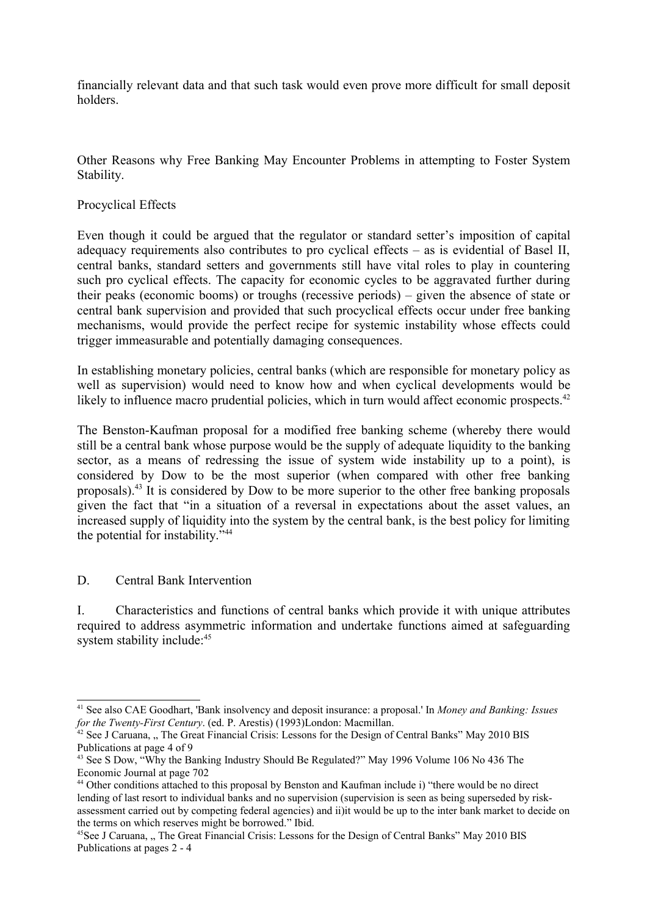financially relevant data and that such task would even prove more difficult for small deposit holders.

Other Reasons why Free Banking May Encounter Problems in attempting to Foster System Stability.

Procyclical Effects

Even though it could be argued that the regulator or standard setter's imposition of capital adequacy requirements also contributes to pro cyclical effects – as is evidential of Basel II, central banks, standard setters and governments still have vital roles to play in countering such pro cyclical effects. The capacity for economic cycles to be aggravated further during their peaks (economic booms) or troughs (recessive periods) – given the absence of state or central bank supervision and provided that such procyclical effects occur under free banking mechanisms, would provide the perfect recipe for systemic instability whose effects could trigger immeasurable and potentially damaging consequences.

In establishing monetary policies, central banks (which are responsible for monetary policy as well as supervision) would need to know how and when cyclical developments would be likely to influence macro prudential policies, which in turn would affect economic prospects.[42]

The Benston-Kaufman proposal for a modified free banking scheme (whereby there would still be a central bank whose purpose would be the supply of adequate liquidity to the banking sector, as a means of redressing the issue of system wide instability up to a point), is considered by Dow to be the most superior (when compared with other free banking proposals).[43] It is considered by Dow to be more superior to the other free banking proposals given the fact that "in a situation of a reversal in expectations about the asset values, an increased supply of liquidity into the system by the central bank, is the best policy for limiting the potential for instability."[44]

D. Central Bank Intervention

I. Characteristics and functions of central banks which provide it with unique attributes required to address asymmetric information and undertake functions aimed at safeguarding system stability include:[45]

---

[41] See also CAE Goodhart, 'Bank insolvency and deposit insurance: a proposal.' In *Money and Banking: Issues for the Twenty-First Century*. (ed. P. Arestis) (1993)London: Macmillan.

[42] See J Caruana, „ The Great Financial Crisis: Lessons for the Design of Central Banks" May 2010 BIS Publications at page 4 of 9

[43] See S Dow, "Why the Banking Industry Should Be Regulated?" May 1996 Volume 106 No 436 The Economic Journal at page 702

[44] Other conditions attached to this proposal by Benston and Kaufman include i) "there would be no direct lending of last resort to individual banks and no supervision (supervision is seen as being superseded by risk-assessment carried out by competing federal agencies) and ii)it would be up to the inter bank market to decide on the terms on which reserves might be borrowed." Ibid.

[45] See J Caruana, „ The Great Financial Crisis: Lessons for the Design of Central Banks" May 2010 BIS Publications at pages 2 - 4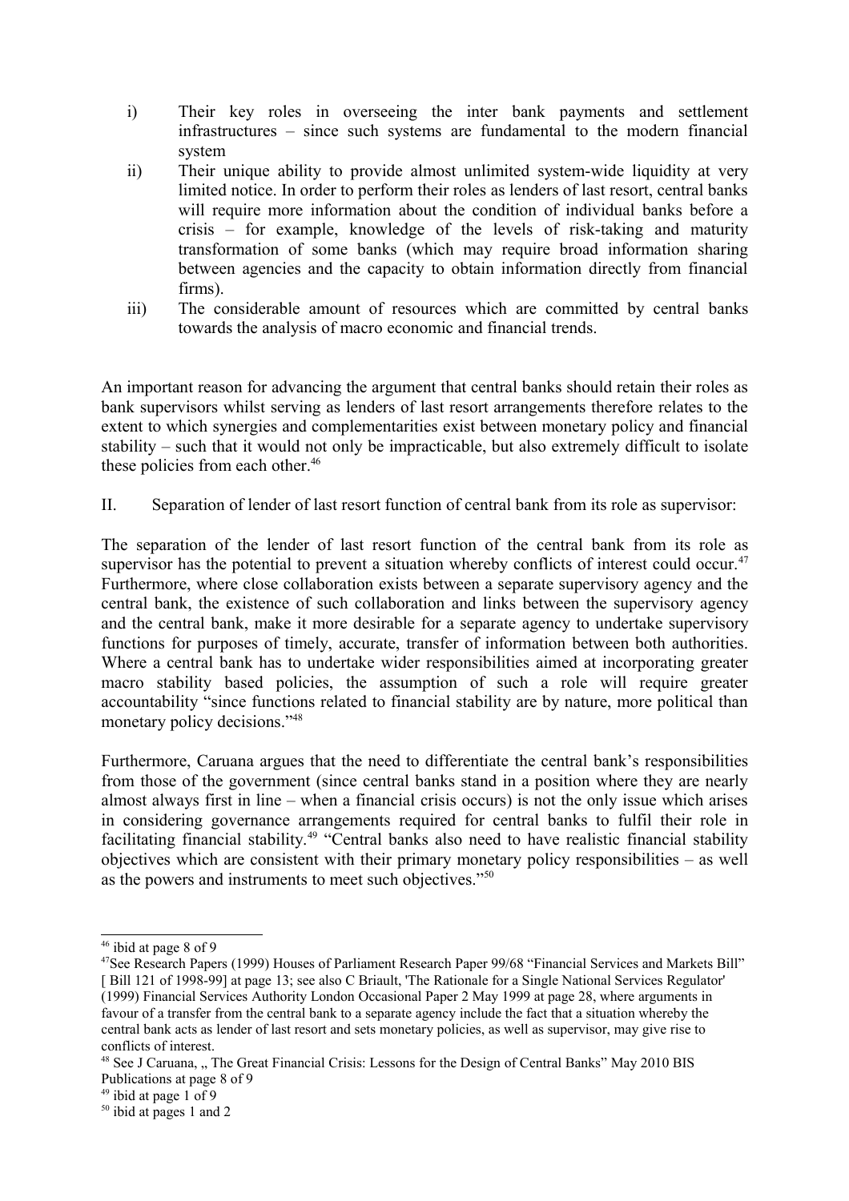i) Their key roles in overseeing the inter bank payments and settlement infrastructures – since such systems are fundamental to the modern financial system

ii) Their unique ability to provide almost unlimited system-wide liquidity at very limited notice. In order to perform their roles as lenders of last resort, central banks will require more information about the condition of individual banks before a crisis – for example, knowledge of the levels of risk-taking and maturity transformation of some banks (which may require broad information sharing between agencies and the capacity to obtain information directly from financial firms).

iii) The considerable amount of resources which are committed by central banks towards the analysis of macro economic and financial trends.

An important reason for advancing the argument that central banks should retain their roles as bank supervisors whilst serving as lenders of last resort arrangements therefore relates to the extent to which synergies and complementarities exist between monetary policy and financial stability – such that it would not only be impracticable, but also extremely difficult to isolate these policies from each other.[46]

II. Separation of lender of last resort function of central bank from its role as supervisor:

The separation of the lender of last resort function of the central bank from its role as supervisor has the potential to prevent a situation whereby conflicts of interest could occur.[47] Furthermore, where close collaboration exists between a separate supervisory agency and the central bank, the existence of such collaboration and links between the supervisory agency and the central bank, make it more desirable for a separate agency to undertake supervisory functions for purposes of timely, accurate, transfer of information between both authorities. Where a central bank has to undertake wider responsibilities aimed at incorporating greater macro stability based policies, the assumption of such a role will require greater accountability "since functions related to financial stability are by nature, more political than monetary policy decisions."[48]

Furthermore, Caruana argues that the need to differentiate the central bank's responsibilities from those of the government (since central banks stand in a position where they are nearly almost always first in line – when a financial crisis occurs) is not the only issue which arises in considering governance arrangements required for central banks to fulfil their role in facilitating financial stability.[49] "Central banks also need to have realistic financial stability objectives which are consistent with their primary monetary policy responsibilities – as well as the powers and instruments to meet such objectives."[50]

---

[46] ibid at page 8 of 9

[47] See Research Papers (1999) Houses of Parliament Research Paper 99/68 "Financial Services and Markets Bill" [ Bill 121 of 1998-99] at page 13; see also C Briault, 'The Rationale for a Single National Services Regulator' (1999) Financial Services Authority London Occasional Paper 2 May 1999 at page 28, where arguments in favour of a transfer from the central bank to a separate agency include the fact that a situation whereby the central bank acts as lender of last resort and sets monetary policies, as well as supervisor, may give rise to conflicts of interest.

[48] See J Caruana, „ The Great Financial Crisis: Lessons for the Design of Central Banks" May 2010 BIS Publications at page 8 of 9

[49] ibid at page 1 of 9

[50] ibid at pages 1 and 2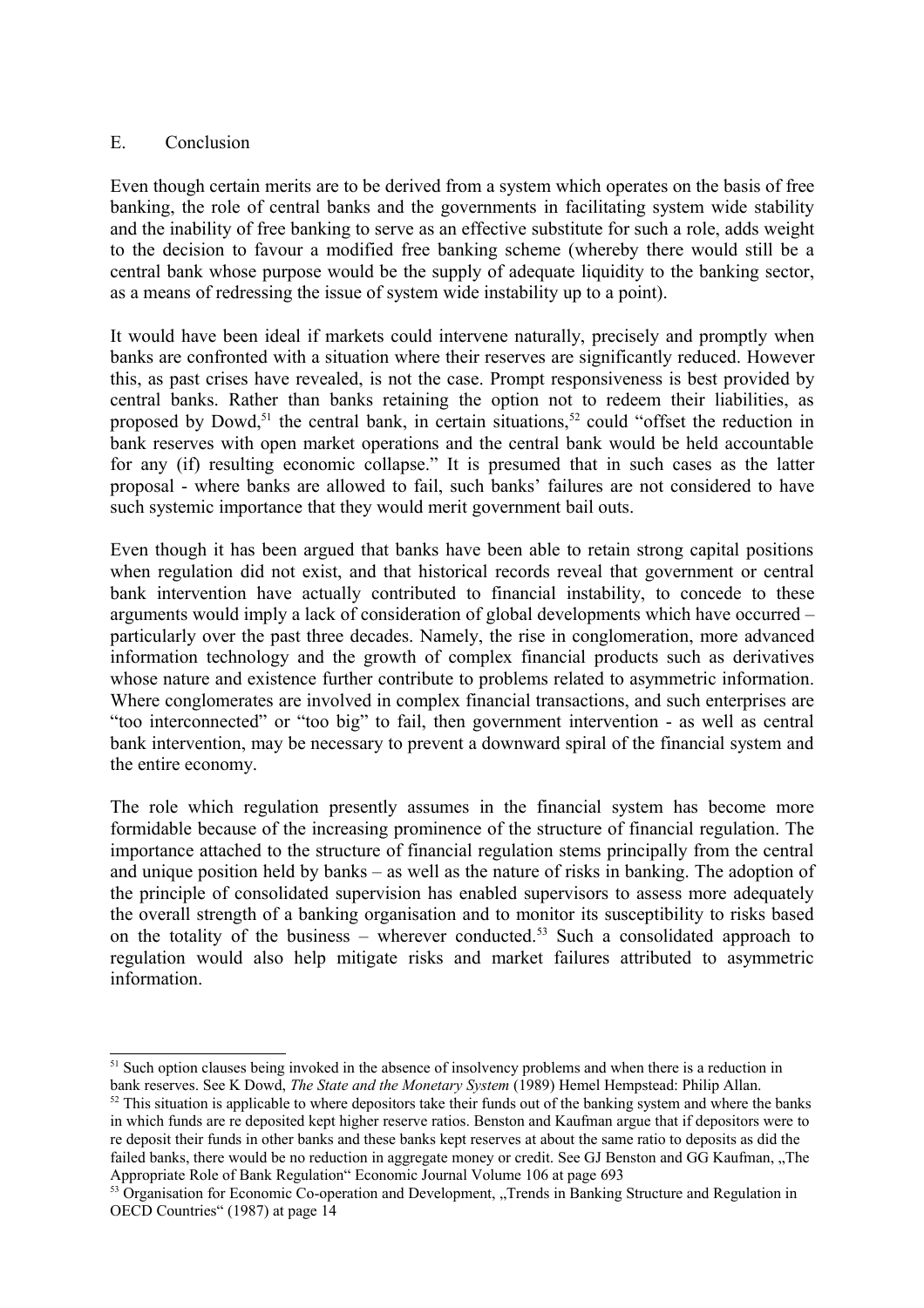## E. Conclusion

Even though certain merits are to be derived from a system which operates on the basis of free banking, the role of central banks and the governments in facilitating system wide stability and the inability of free banking to serve as an effective substitute for such a role, adds weight to the decision to favour a modified free banking scheme (whereby there would still be a central bank whose purpose would be the supply of adequate liquidity to the banking sector, as a means of redressing the issue of system wide instability up to a point).

It would have been ideal if markets could intervene naturally, precisely and promptly when banks are confronted with a situation where their reserves are significantly reduced. However this, as past crises have revealed, is not the case. Prompt responsiveness is best provided by central banks. Rather than banks retaining the option not to redeem their liabilities, as proposed by Dowd,[51] the central bank, in certain situations,[52] could "offset the reduction in bank reserves with open market operations and the central bank would be held accountable for any (if) resulting economic collapse." It is presumed that in such cases as the latter proposal - where banks are allowed to fail, such banks' failures are not considered to have such systemic importance that they would merit government bail outs.

Even though it has been argued that banks have been able to retain strong capital positions when regulation did not exist, and that historical records reveal that government or central bank intervention have actually contributed to financial instability, to concede to these arguments would imply a lack of consideration of global developments which have occurred – particularly over the past three decades. Namely, the rise in conglomeration, more advanced information technology and the growth of complex financial products such as derivatives whose nature and existence further contribute to problems related to asymmetric information. Where conglomerates are involved in complex financial transactions, and such enterprises are "too interconnected" or "too big" to fail, then government intervention - as well as central bank intervention, may be necessary to prevent a downward spiral of the financial system and the entire economy.

The role which regulation presently assumes in the financial system has become more formidable because of the increasing prominence of the structure of financial regulation. The importance attached to the structure of financial regulation stems principally from the central and unique position held by banks – as well as the nature of risks in banking. The adoption of the principle of consolidated supervision has enabled supervisors to assess more adequately the overall strength of a banking organisation and to monitor its susceptibility to risks based on the totality of the business – wherever conducted.[53] Such a consolidated approach to regulation would also help mitigate risks and market failures attributed to asymmetric information.

---

[51] Such option clauses being invoked in the absence of insolvency problems and when there is a reduction in bank reserves. See K Dowd, *The State and the Monetary System* (1989) Hemel Hempstead: Philip Allan.

[52] This situation is applicable to where depositors take their funds out of the banking system and where the banks in which funds are re deposited kept higher reserve ratios. Benston and Kaufman argue that if depositors were to re deposit their funds in other banks and these banks kept reserves at about the same ratio to deposits as did the failed banks, there would be no reduction in aggregate money or credit. See GJ Benston and GG Kaufman, „The Appropriate Role of Bank Regulation" Economic Journal Volume 106 at page 693

[53] Organisation for Economic Co-operation and Development, „Trends in Banking Structure and Regulation in OECD Countries" (1987) at page 14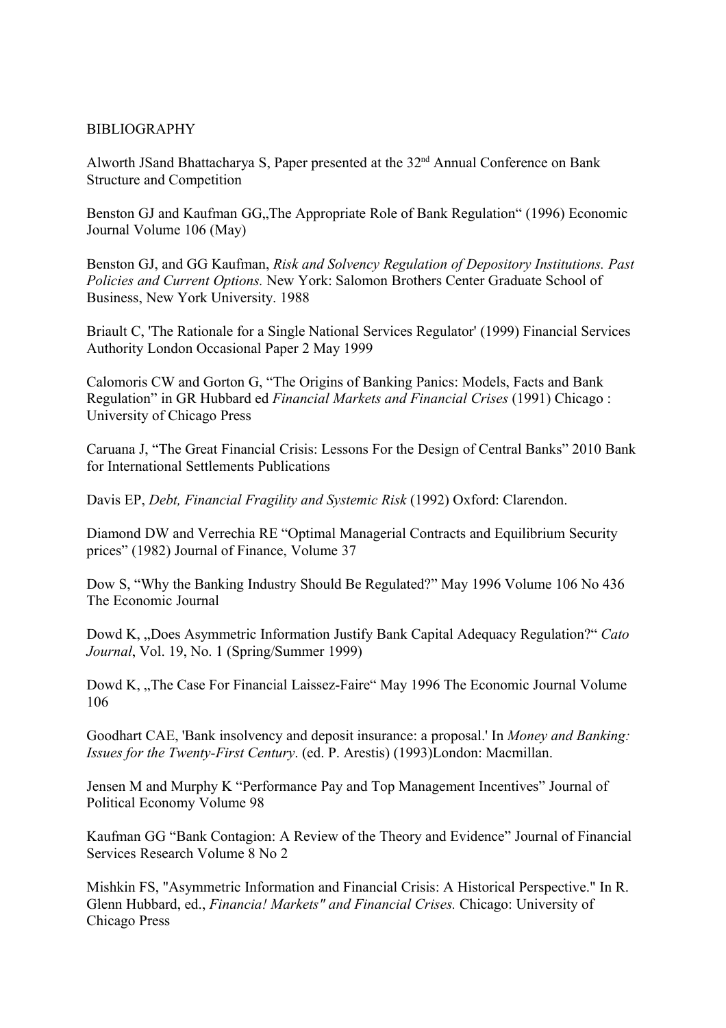BIBLIOGRAPHY

Alworth JSand Bhattacharya S, Paper presented at the 32nd Annual Conference on Bank Structure and Competition

Benston GJ and Kaufman GG„The Appropriate Role of Bank Regulation" (1996) Economic Journal Volume 106 (May)

Benston GJ, and GG Kaufman, *Risk and Solvency Regulation of Depository Institutions. Past Policies and Current Options.* New York: Salomon Brothers Center Graduate School of Business, New York University. 1988

Briault C, 'The Rationale for a Single National Services Regulator' (1999) Financial Services Authority London Occasional Paper 2 May 1999

Calomoris CW and Gorton G, "The Origins of Banking Panics: Models, Facts and Bank Regulation" in GR Hubbard ed *Financial Markets and Financial Crises* (1991) Chicago : University of Chicago Press

Caruana J, "The Great Financial Crisis: Lessons For the Design of Central Banks" 2010 Bank for International Settlements Publications

Davis EP, *Debt, Financial Fragility and Systemic Risk* (1992) Oxford: Clarendon.

Diamond DW and Verrechia RE "Optimal Managerial Contracts and Equilibrium Security prices" (1982) Journal of Finance, Volume 37

Dow S, "Why the Banking Industry Should Be Regulated?" May 1996 Volume 106 No 436 The Economic Journal

Dowd K, „Does Asymmetric Information Justify Bank Capital Adequacy Regulation?" *Cato Journal*, Vol. 19, No. 1 (Spring/Summer 1999)

Dowd K, „The Case For Financial Laissez-Faire" May 1996 The Economic Journal Volume 106

Goodhart CAE, 'Bank insolvency and deposit insurance: a proposal.' In *Money and Banking: Issues for the Twenty-First Century*. (ed. P. Arestis) (1993)London: Macmillan.

Jensen M and Murphy K "Performance Pay and Top Management Incentives" Journal of Political Economy Volume 98

Kaufman GG "Bank Contagion: A Review of the Theory and Evidence" Journal of Financial Services Research Volume 8 No 2

Mishkin FS, "Asymmetric Information and Financial Crisis: A Historical Perspective." In R. Glenn Hubbard, ed., *Financia! Markets" and Financial Crises.* Chicago: University of Chicago Press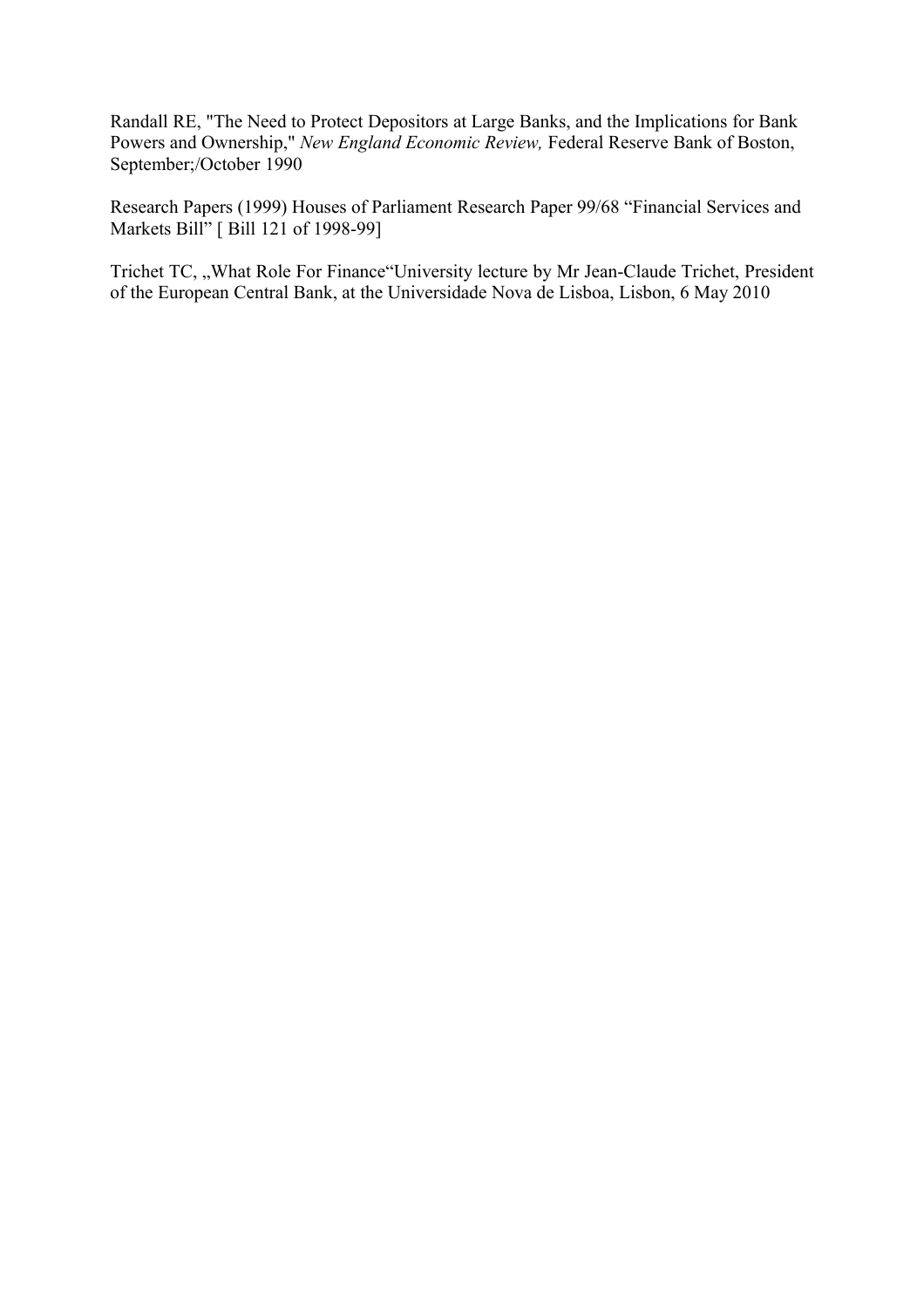Randall RE, "The Need to Protect Depositors at Large Banks, and the Implications for Bank Powers and Ownership," *New England Economic Review,* Federal Reserve Bank of Boston, September;/October 1990

Research Papers (1999) Houses of Parliament Research Paper 99/68 "Financial Services and Markets Bill" [ Bill 121 of 1998-99]

Trichet TC, „What Role For Finance"University lecture by Mr Jean-Claude Trichet, President of the European Central Bank, at the Universidade Nova de Lisboa, Lisbon, 6 May 2010